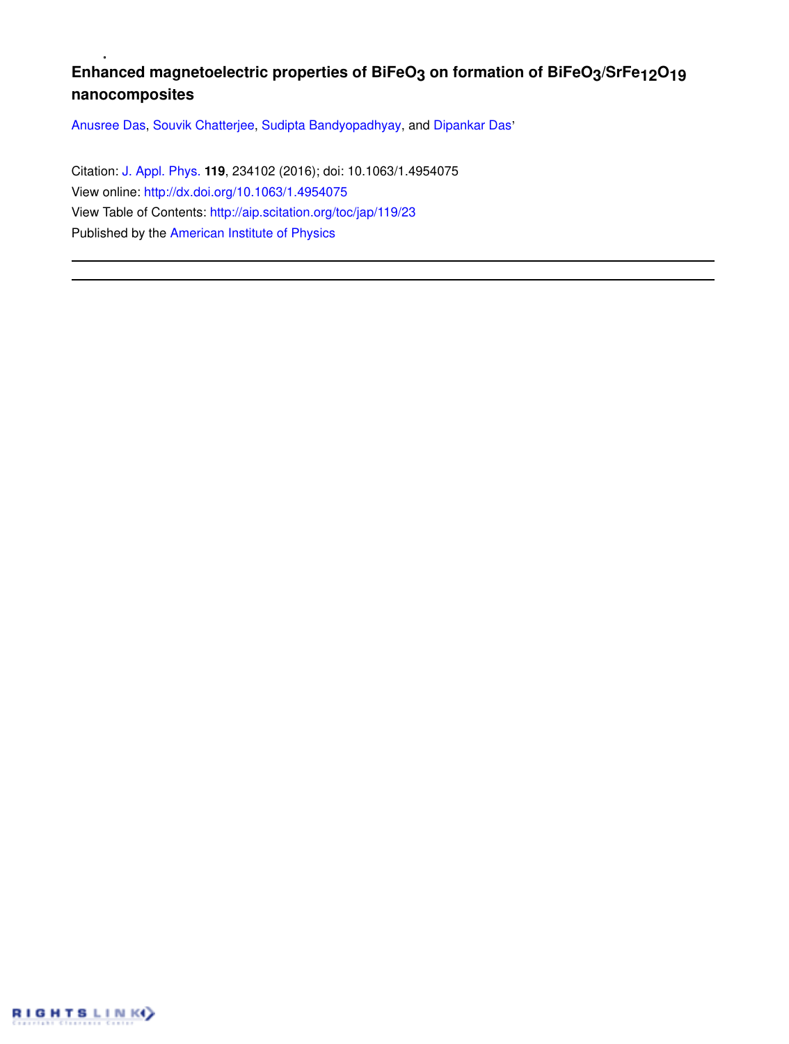# Enhanced magnetoelectric properties of $BiFeO_3$ on formation of $BiFeO_3/SrFe_{12}O_{19}$ nanocomposites

Anusree Das, Souvik Chatterjee, Sudipta Bandyopadhyay, and Dipankar Das'

Citation: J. Appl. Phys. **119**, 234102 (2016); doi: 10.1063/1.4954075

View online: http://dx.doi.org/10.1063/1.4954075

View Table of Contents: http://aip.scitation.org/toc/jap/119/23

Published by the American Institute of Physics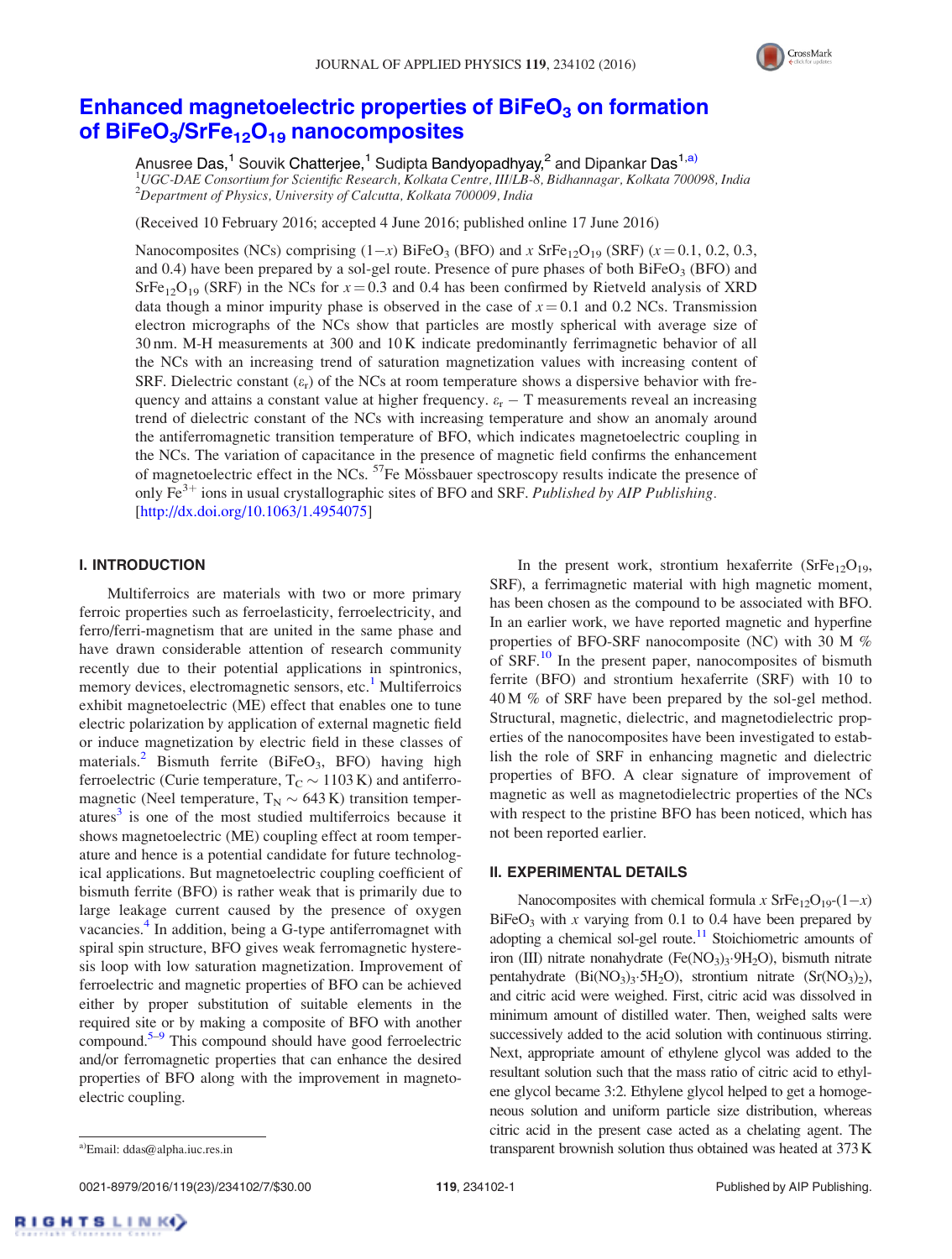# Enhanced magnetoelectric properties of $BiFeO_3$ on formation of $BiFeO_3/SrFe_{12}O_{19}$ nanocomposites

Anusree Das,[1] Souvik Chatterjee,[1] Sudipta Bandyopadhyay,[2] and Dipankar Das[1,a)]

[1]*UGC-DAE Consortium for Scientific Research, Kolkata Centre, III/LB-8, Bidhannagar, Kolkata 700098, India*
[2]*Department of Physics, University of Calcutta, Kolkata 700009, India*

(Received 10 February 2016; accepted 4 June 2016; published online 17 June 2016)

Nanocomposites (NCs) comprising $(1-x)$ $BiFeO_3$ (BFO) and $x$ $SrFe_{12}O_{19}$ (SRF) ($x = 0.1$, 0.2, 0.3, and 0.4) have been prepared by a sol-gel route. Presence of pure phases of both $BiFeO_3$ (BFO) and $SrFe_{12}O_{19}$ (SRF) in the NCs for $x = 0.3$ and 0.4 has been confirmed by Rietveld analysis of XRD data though a minor impurity phase is observed in the case of $x = 0.1$ and 0.2 NCs. Transmission electron micrographs of the NCs show that particles are mostly spherical with average size of 30 nm. M-H measurements at 300 and 10 K indicate predominantly ferrimagnetic behavior of all the NCs with an increasing trend of saturation magnetization values with increasing content of SRF. Dielectric constant ($\varepsilon_r$) of the NCs at room temperature shows a dispersive behavior with frequency and attains a constant value at higher frequency. $\varepsilon_r - T$ measurements reveal an increasing trend of dielectric constant of the NCs with increasing temperature and show an anomaly around the antiferromagnetic transition temperature of BFO, which indicates magnetoelectric coupling in the NCs. The variation of capacitance in the presence of magnetic field confirms the enhancement of magnetoelectric effect in the NCs. $^{57}$Fe Mössbauer spectroscopy results indicate the presence of only $Fe^{3+}$ ions in usual crystallographic sites of BFO and SRF. *Published by AIP Publishing.* [http://dx.doi.org/10.1063/1.4954075]

## I. INTRODUCTION

Multiferroics are materials with two or more primary ferroic properties such as ferroelasticity, ferroelectricity, and ferro/ferri-magnetism that are united in the same phase and have drawn considerable attention of research community recently due to their potential applications in spintronics, memory devices, electromagnetic sensors, etc.[1] Multiferroics exhibit magnetoelectric (ME) effect that enables one to tune electric polarization by application of external magnetic field or induce magnetization by electric field in these classes of materials.[2] Bismuth ferrite ($BiFeO_3$, BFO) having high ferroelectric (Curie temperature, $T_C \sim 1103$ K) and antiferromagnetic (Neel temperature, $T_N \sim 643$ K) transition temperatures[3] is one of the most studied multiferroics because it shows magnetoelectric (ME) coupling effect at room temperature and hence is a potential candidate for future technological applications. But magnetoelectric coupling coefficient of bismuth ferrite (BFO) is rather weak that is primarily due to large leakage current caused by the presence of oxygen vacancies.[4] In addition, being a G-type antiferromagnet with spiral spin structure, BFO gives weak ferromagnetic hysteresis loop with low saturation magnetization. Improvement of ferroelectric and magnetic properties of BFO can be achieved either by proper substitution of suitable elements in the required site or by making a composite of BFO with another compound.[5–9] This compound should have good ferroelectric and/or ferromagnetic properties that can enhance the desired properties of BFO along with the improvement in magnetoelectric coupling.

In the present work, strontium hexaferrite ($SrFe_{12}O_{19}$, SRF), a ferrimagnetic material with high magnetic moment, has been chosen as the compound to be associated with BFO. In an earlier work, we have reported magnetic and hyperfine properties of BFO-SRF nanocomposite (NC) with 30 M % of SRF.[10] In the present paper, nanocomposites of bismuth ferrite (BFO) and strontium hexaferrite (SRF) with 10 to 40 M % of SRF have been prepared by the sol-gel method. Structural, magnetic, dielectric, and magnetodielectric properties of the nanocomposites have been investigated to establish the role of SRF in enhancing magnetic and dielectric properties of BFO. A clear signature of improvement of magnetic as well as magnetodielectric properties of the NCs with respect to the pristine BFO has been noticed, which has not been reported earlier.

## II. EXPERIMENTAL DETAILS

Nanocomposites with chemical formula $x$ $SrFe_{12}O_{19}$-$(1-x)$ $BiFeO_3$ with $x$ varying from 0.1 to 0.4 have been prepared by adopting a chemical sol-gel route.[11] Stoichiometric amounts of iron (III) nitrate nonahydrate ($Fe(NO_3)_3{\cdot}9H_2O$), bismuth nitrate pentahydrate ($Bi(NO_3)_3{\cdot}5H_2O$), strontium nitrate ($Sr(NO_3)_2$), and citric acid were weighed. First, citric acid was dissolved in minimum amount of distilled water. Then, weighed salts were successively added to the acid solution with continuous stirring. Next, appropriate amount of ethylene glycol was added to the resultant solution such that the mass ratio of citric acid to ethylene glycol became 3:2. Ethylene glycol helped to get a homogeneous solution and uniform particle size distribution, whereas citric acid in the present case acted as a chelating agent. The transparent brownish solution thus obtained was heated at 373 K

a)Email: ddas@alpha.iuc.res.in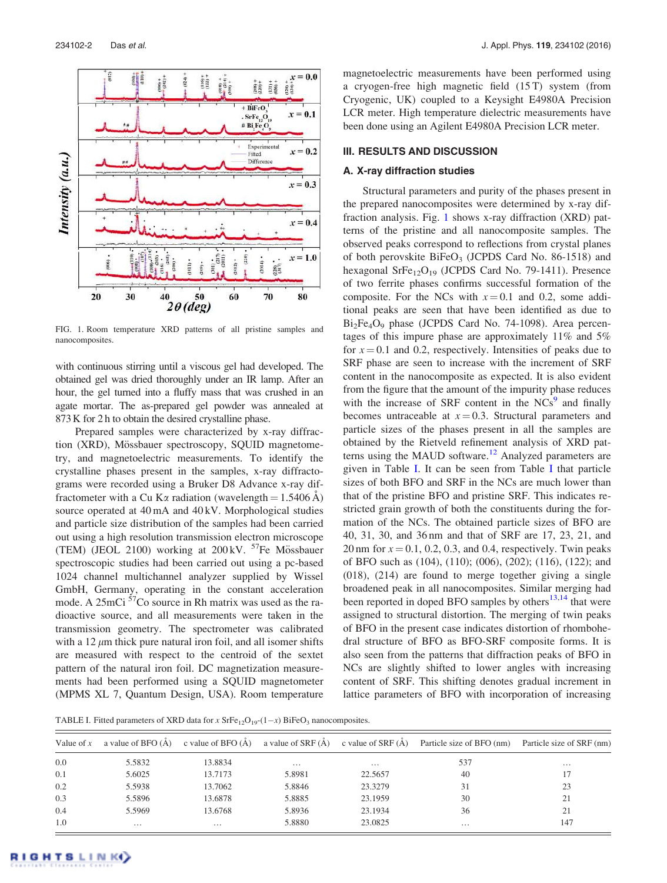FIG. 1. Room temperature XRD patterns of all pristine samples and nanocomposites.

with continuous stirring until a viscous gel had developed. The obtained gel was dried thoroughly under an IR lamp. After an hour, the gel turned into a fluffy mass that was crushed in an agate mortar. The as-prepared gel powder was annealed at 873 K for 2 h to obtain the desired crystalline phase.

Prepared samples were characterized by x-ray diffraction (XRD), Mössbauer spectroscopy, SQUID magnetometry, and magnetoelectric measurements. To identify the crystalline phases present in the samples, x-ray diffractograms were recorded using a Bruker D8 Advance x-ray diffractometer with a Cu K$\alpha$ radiation (wavelength = 1.5406 Å) source operated at 40 mA and 40 kV. Morphological studies and particle size distribution of the samples had been carried out using a high resolution transmission electron microscope (TEM) (JEOL 2100) working at 200 kV. $^{57}$Fe Mössbauer spectroscopic studies had been carried out using a pc-based 1024 channel multichannel analyzer supplied by Wissel GmbH, Germany, operating in the constant acceleration mode. A 25mCi $^{57}$Co source in Rh matrix was used as the radioactive source, and all measurements were taken in the transmission geometry. The spectrometer was calibrated with a 12 $\mu$m thick pure natural iron foil, and all isomer shifts are measured with respect to the centroid of the sextet pattern of the natural iron foil. DC magnetization measurements had been performed using a SQUID magnetometer (MPMS XL 7, Quantum Design, USA). Room temperature magnetoelectric measurements have been performed using a cryogen-free high magnetic field (15 T) system (from Cryogenic, UK) coupled to a Keysight E4980A Precision LCR meter. High temperature dielectric measurements have been done using an Agilent E4980A Precision LCR meter.

## III. RESULTS AND DISCUSSION

### A. X-ray diffraction studies

Structural parameters and purity of the phases present in the prepared nanocomposites were determined by x-ray diffraction analysis. Fig. 1 shows x-ray diffraction (XRD) patterns of the pristine and all nanocomposite samples. The observed peaks correspond to reflections from crystal planes of both perovskite $BiFeO_3$ (JCPDS Card No. 86-1518) and hexagonal $SrFe_{12}O_{19}$ (JCPDS Card No. 79-1411). Presence of two ferrite phases confirms successful formation of the composite. For the NCs with $x = 0.1$ and 0.2, some additional peaks are seen that have been identified as due to $Bi_2Fe_4O_9$ phase (JCPDS Card No. 74-1098). Area percentages of this impure phase are approximately 11% and 5% for $x = 0.1$ and 0.2, respectively. Intensities of peaks due to SRF phase are seen to increase with the increment of SRF content in the nanocomposite as expected. It is also evident from the figure that the amount of the impurity phase reduces with the increase of SRF content in the NCs[9] and finally becomes untraceable at $x = 0.3$. Structural parameters and particle sizes of the phases present in all the samples are obtained by the Rietveld refinement analysis of XRD patterns using the MAUD software.[12] Analyzed parameters are given in Table I. It can be seen from Table I that particle sizes of both BFO and SRF in the NCs are much lower than that of the pristine BFO and pristine SRF. This indicates restricted grain growth of both the constituents during the formation of the NCs. The obtained particle sizes of BFO are 40, 31, 30, and 36 nm and that of SRF are 17, 23, 21, and 20 nm for $x = 0.1$, 0.2, 0.3, and 0.4, respectively. Twin peaks of BFO such as (104), (110); (006), (202); (116), (122); and (018), (214) are found to merge together giving a single broadened peak in all nanocomposites. Similar merging had been reported in doped BFO samples by others[13,14] that were assigned to structural distortion. The merging of twin peaks of BFO in the present case indicates distortion of rhombohedral structure of BFO as BFO-SRF composite forms. It is also seen from the patterns that diffraction peaks of BFO in NCs are slightly shifted to lower angles with increasing content of SRF. This shifting denotes gradual increment in lattice parameters of BFO with incorporation of increasing

TABLE I. Fitted parameters of XRD data for $x$ $SrFe_{12}O_{19}$-$(1-x)$ $BiFeO_3$ nanocomposites.

| Value of $x$ | a value of BFO (Å) | c value of BFO (Å) | a value of SRF (Å) | c value of SRF (Å) | Particle size of BFO (nm) | Particle size of SRF (nm) |
|---|---|---|---|---|---|---|
| 0.0 | 5.5832 | 13.8834 | … | … | 537 | … |
| 0.1 | 5.6025 | 13.7173 | 5.8981 | 22.5657 | 40 | 17 |
| 0.2 | 5.5938 | 13.7062 | 5.8846 | 23.3279 | 31 | 23 |
| 0.3 | 5.5896 | 13.6878 | 5.8885 | 23.1959 | 30 | 21 |
| 0.4 | 5.5969 | 13.6768 | 5.8936 | 23.1934 | 36 | 21 |
| 1.0 | … | … | 5.8880 | 23.0825 | … | 147 |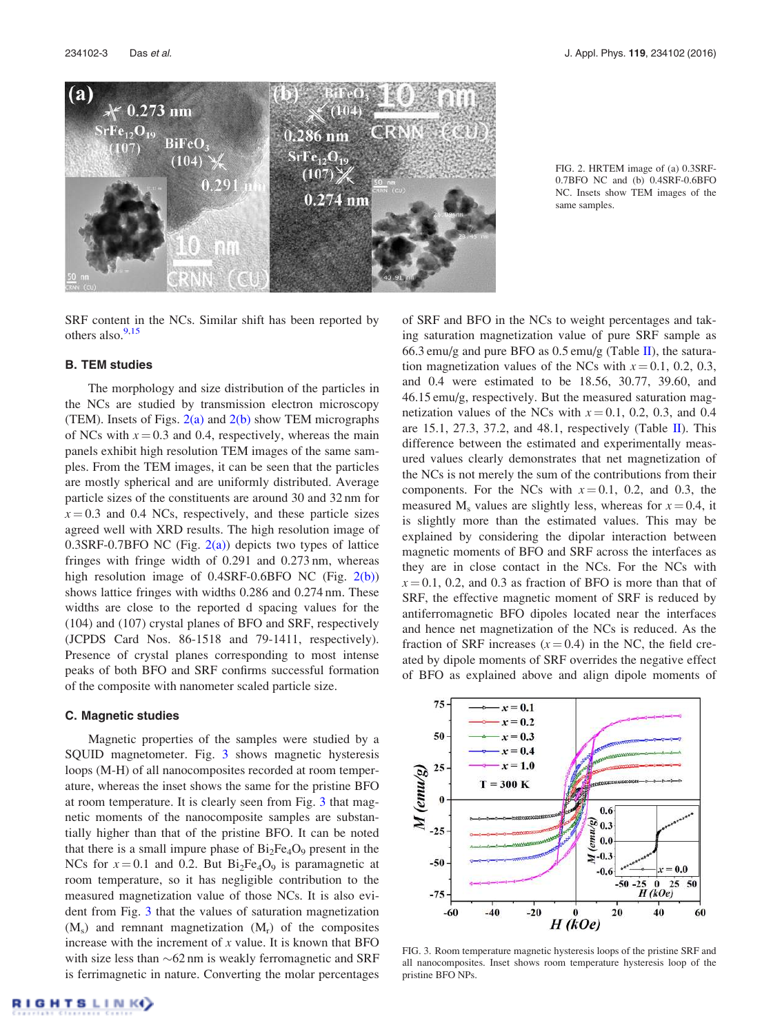FIG. 2. HRTEM image of (a) 0.3SRF-0.7BFO NC and (b) 0.4SRF-0.6BFO NC. Insets show TEM images of the same samples.

SRF content in the NCs. Similar shift has been reported by others also.[9,15]

### B. TEM studies

The morphology and size distribution of the particles in the NCs are studied by transmission electron microscopy (TEM). Insets of Figs. 2(a) and 2(b) show TEM micrographs of NCs with $x = 0.3$ and 0.4, respectively, whereas the main panels exhibit high resolution TEM images of the same samples. From the TEM images, it can be seen that the particles are mostly spherical and are uniformly distributed. Average particle sizes of the constituents are around 30 and 32 nm for $x = 0.3$ and 0.4 NCs, respectively, and these particle sizes agreed well with XRD results. The high resolution image of 0.3SRF-0.7BFO NC (Fig. 2(a)) depicts two types of lattice fringes with fringe width of 0.291 and 0.273 nm, whereas high resolution image of 0.4SRF-0.6BFO NC (Fig. 2(b)) shows lattice fringes with widths 0.286 and 0.274 nm. These widths are close to the reported d spacing values for the (104) and (107) crystal planes of BFO and SRF, respectively (JCPDS Card Nos. 86-1518 and 79-1411, respectively). Presence of crystal planes corresponding to most intense peaks of both BFO and SRF confirms successful formation of the composite with nanometer scaled particle size.

### C. Magnetic studies

Magnetic properties of the samples were studied by a SQUID magnetometer. Fig. 3 shows magnetic hysteresis loops (M-H) of all nanocomposites recorded at room temperature, whereas the inset shows the same for the pristine BFO at room temperature. It is clearly seen from Fig. 3 that magnetic moments of the nanocomposite samples are substantially higher than that of the pristine BFO. It can be noted that there is a small impure phase of $Bi_2Fe_4O_9$ present in the NCs for $x = 0.1$ and 0.2. But $Bi_2Fe_4O_9$ is paramagnetic at room temperature, so it has negligible contribution to the measured magnetization value of those NCs. It is also evident from Fig. 3 that the values of saturation magnetization ($M_s$) and remnant magnetization ($M_r$) of the composites increase with the increment of $x$ value. It is known that BFO with size less than $\sim$62 nm is weakly ferromagnetic and SRF is ferrimagnetic in nature. Converting the molar percentages of SRF and BFO in the NCs to weight percentages and taking saturation magnetization value of pure SRF sample as 66.3 emu/g and pure BFO as 0.5 emu/g (Table II), the saturation magnetization values of the NCs with $x = 0.1$, 0.2, 0.3, and 0.4 were estimated to be 18.56, 30.77, 39.60, and 46.15 emu/g, respectively. But the measured saturation magnetization values of the NCs with $x = 0.1$, 0.2, 0.3, and 0.4 are 15.1, 27.3, 37.2, and 48.1, respectively (Table II). This difference between the estimated and experimentally measured values clearly demonstrates that net magnetization of the NCs is not merely the sum of the contributions from their components. For the NCs with $x = 0.1$, 0.2, and 0.3, the measured $M_s$ values are slightly less, whereas for $x = 0.4$, it is slightly more than the estimated values. This may be explained by considering the dipolar interaction between magnetic moments of BFO and SRF across the interfaces as they are in close contact in the NCs. For the NCs with $x = 0.1$, 0.2, and 0.3 as fraction of BFO is more than that of SRF, the effective magnetic moment of SRF is reduced by antiferromagnetic BFO dipoles located near the interfaces and hence net magnetization of the NCs is reduced. As the fraction of SRF increases ($x = 0.4$) in the NC, the field created by dipole moments of SRF overrides the negative effect of BFO as explained above and align dipole moments of

FIG. 3. Room temperature magnetic hysteresis loops of the pristine SRF and all nanocomposites. Inset shows room temperature hysteresis loop of the pristine BFO NPs.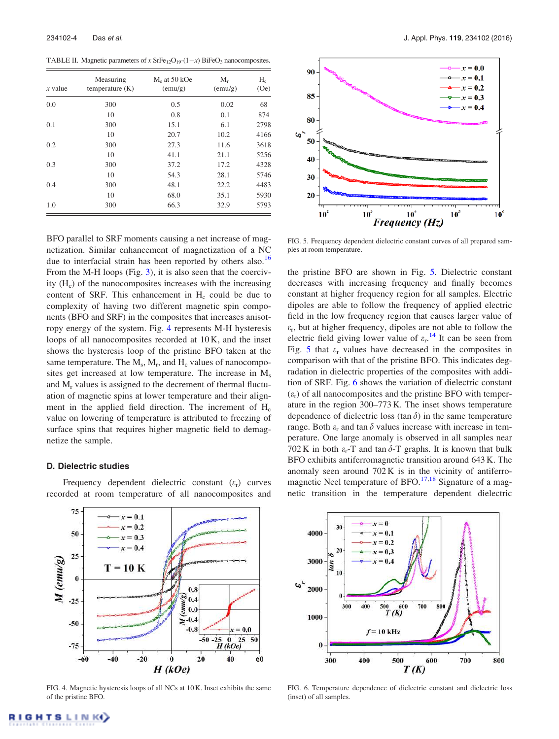TABLE II. Magnetic parameters of $x$ $SrFe_{12}O_{19}$-$(1-x)$ $BiFeO_3$ nanocomposites.

| $x$ value | Measuring temperature (K) | $M_s$ at 50 kOe (emu/g) | $M_r$ (emu/g) | $H_c$ (Oe) |
|---|---|---|---|---|
| 0.0 | 300 | 0.5 | 0.02 | 68 |
| | 10 | 0.8 | 0.1 | 874 |
| 0.1 | 300 | 15.1 | 6.1 | 2798 |
| | 10 | 20.7 | 10.2 | 4166 |
| 0.2 | 300 | 27.3 | 11.6 | 3618 |
| | 10 | 41.1 | 21.1 | 5256 |
| 0.3 | 300 | 37.2 | 17.2 | 4328 |
| | 10 | 54.3 | 28.1 | 5746 |
| 0.4 | 300 | 48.1 | 22.2 | 4483 |
| | 10 | 68.0 | 35.1 | 5930 |
| 1.0 | 300 | 66.3 | 32.9 | 5793 |

BFO parallel to SRF moments causing a net increase of magnetization. Similar enhancement of magnetization of a NC due to interfacial strain has been reported by others also.[16] From the M-H loops (Fig. 3), it is also seen that the coercivity ($H_c$) of the nanocomposites increases with the increasing content of SRF. This enhancement in $H_c$ could be due to complexity of having two different magnetic spin components (BFO and SRF) in the composites that increases anisotropy energy of the system. Fig. 4 represents M-H hysteresis loops of all nanocomposites recorded at 10 K, and the inset shows the hysteresis loop of the pristine BFO taken at the same temperature. The $M_s$, $M_r$, and $H_c$ values of nanocomposites get increased at low temperature. The increase in $M_s$ and $M_r$ values is assigned to the decrement of thermal fluctuation of magnetic spins at lower temperature and their alignment in the applied field direction. The increment of $H_c$ value on lowering of temperature is attributed to freezing of surface spins that requires higher magnetic field to demagnetize the sample.

### D. Dielectric studies

Frequency dependent dielectric constant ($\varepsilon_r$) curves recorded at room temperature of all nanocomposites and the pristine BFO are shown in Fig. 5. Dielectric constant decreases with increasing frequency and finally becomes constant at higher frequency region for all samples. Electric dipoles are able to follow the frequency of applied electric field in the low frequency region that causes larger value of $\varepsilon_r$, but at higher frequency, dipoles are not able to follow the electric field giving lower value of $\varepsilon_r$.[14] It can be seen from Fig. 5 that $\varepsilon_r$ values have decreased in the composites in comparison with that of the pristine BFO. This indicates degradation in dielectric properties of the composites with addition of SRF. Fig. 6 shows the variation of dielectric constant ($\varepsilon_r$) of all nanocomposites and the pristine BFO with temperature in the region 300–773 K. The inset shows temperature dependence of dielectric loss ($\tan\delta$) in the same temperature range. Both $\varepsilon_r$ and $\tan\delta$ values increase with increase in temperature. One large anomaly is observed in all samples near 702 K in both $\varepsilon_r$-T and $\tan\delta$-T graphs. It is known that bulk BFO exhibits antiferromagnetic transition around 643 K. The anomaly seen around 702 K is in the vicinity of antiferromagnetic Neel temperature of BFO.[17,18] Signature of a magnetic transition in the temperature dependent dielectric

FIG. 4. Magnetic hysteresis loops of all NCs at 10 K. Inset exhibits the same of the pristine BFO.

FIG. 5. Frequency dependent dielectric constant curves of all prepared samples at room temperature.

FIG. 6. Temperature dependence of dielectric constant and dielectric loss (inset) of all samples.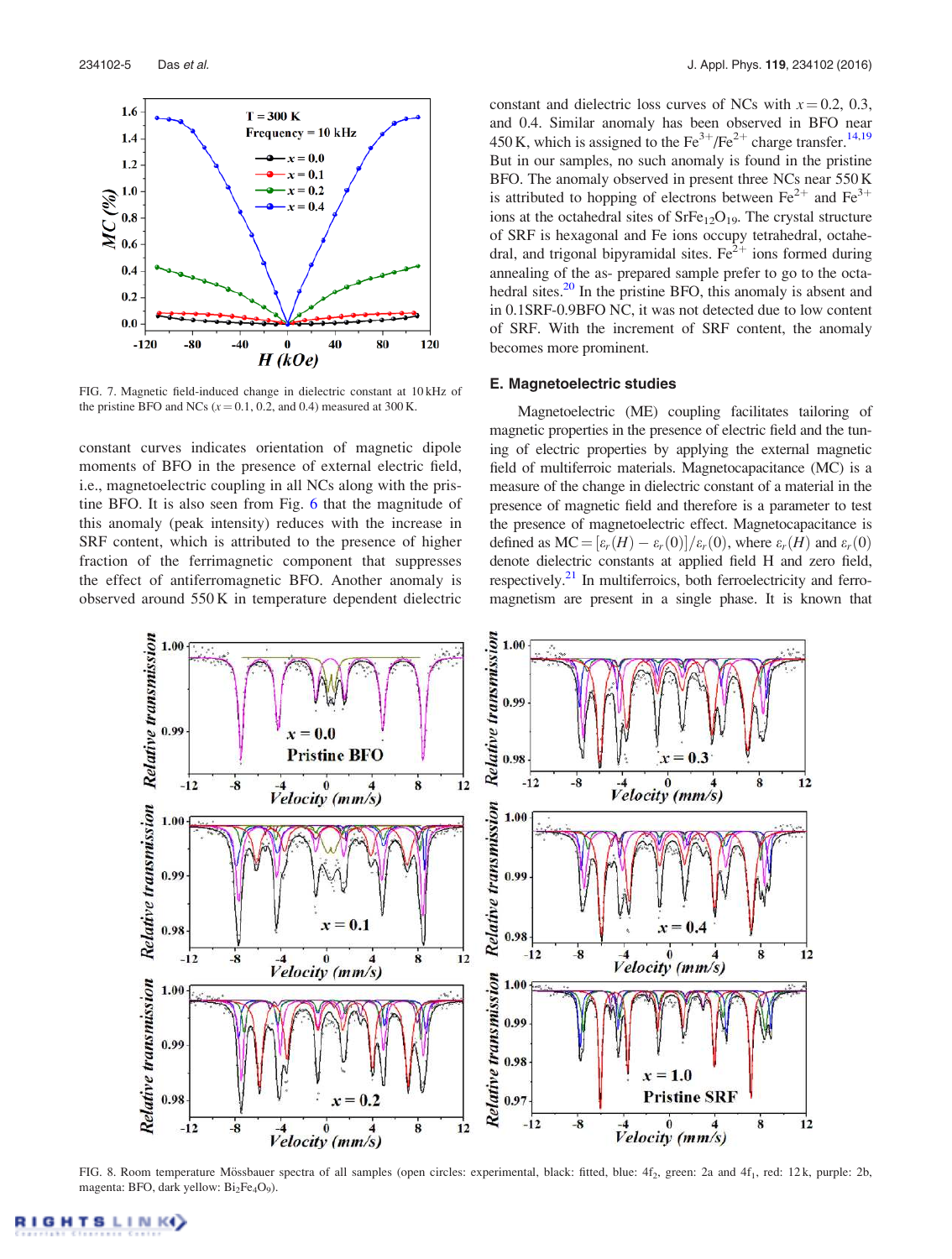FIG. 7. Magnetic field-induced change in dielectric constant at 10 kHz of the pristine BFO and NCs ($x = 0.1$, 0.2, and 0.4) measured at 300 K.

constant curves indicates orientation of magnetic dipole moments of BFO in the presence of external electric field, i.e., magnetoelectric coupling in all NCs along with the pristine BFO. It is also seen from Fig. 6 that the magnitude of this anomaly (peak intensity) reduces with the increase in SRF content, which is attributed to the presence of higher fraction of the ferrimagnetic component that suppresses the effect of antiferromagnetic BFO. Another anomaly is observed around 550 K in temperature dependent dielectric constant and dielectric loss curves of NCs with $x = 0.2$, 0.3, and 0.4. Similar anomaly has been observed in BFO near 450 K, which is assigned to the $Fe^{3+}/Fe^{2+}$ charge transfer.[14,19] But in our samples, no such anomaly is found in the pristine BFO. The anomaly observed in present three NCs near 550 K is attributed to hopping of electrons between $Fe^{2+}$ and $Fe^{3+}$ ions at the octahedral sites of $SrFe_{12}O_{19}$. The crystal structure of SRF is hexagonal and Fe ions occupy tetrahedral, octahedral, and trigonal bipyramidal sites. $Fe^{2+}$ ions formed during annealing of the as- prepared sample prefer to go to the octahedral sites.[20] In the pristine BFO, this anomaly is absent and in 0.1SRF-0.9BFO NC, it was not detected due to low content of SRF. With the increment of SRF content, the anomaly becomes more prominent.

### E. Magnetoelectric studies

Magnetoelectric (ME) coupling facilitates tailoring of magnetic properties in the presence of electric field and the tuning of electric properties by applying the external magnetic field of multiferroic materials. Magnetocapacitance (MC) is a measure of the change in dielectric constant of a material in the presence of magnetic field and therefore is a parameter to test the presence of magnetoelectric effect. Magnetocapacitance is defined as $MC = [\varepsilon_r(H) - \varepsilon_r(0)]/\varepsilon_r(0)$, where $\varepsilon_r(H)$ and $\varepsilon_r(0)$ denote dielectric constants at applied field H and zero field, respectively.[21] In multiferroics, both ferroelectricity and ferromagnetism are present in a single phase. It is known that

FIG. 8. Room temperature Mössbauer spectra of all samples (open circles: experimental, black: fitted, blue: $4f_2$, green: 2a and $4f_1$, red: 12k, purple: 2b, magenta: BFO, dark yellow: $Bi_2Fe_4O_9$).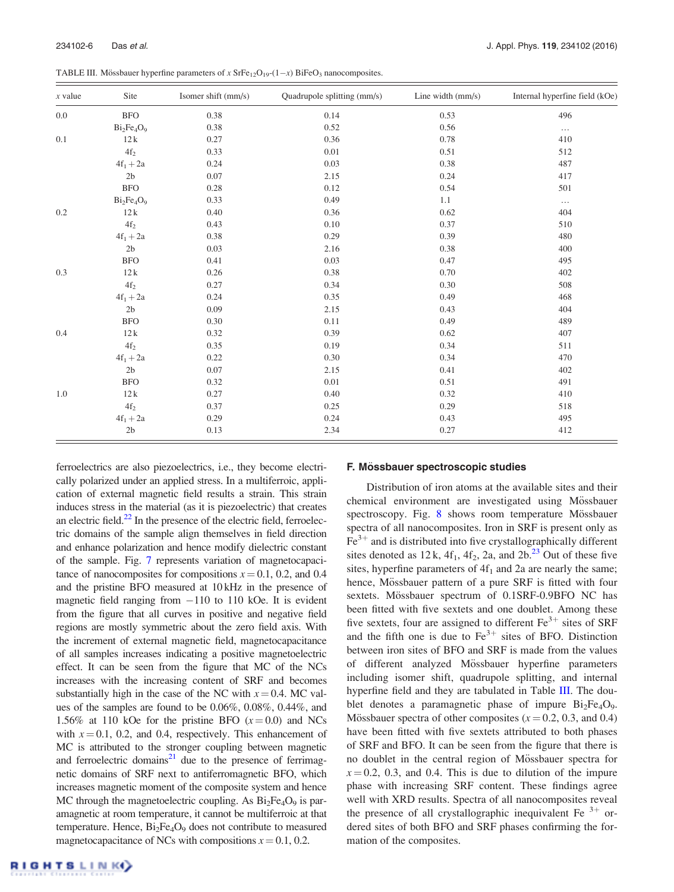TABLE III. Mössbauer hyperfine parameters of $x$ $SrFe_{12}O_{19}$-(1−$x$) $BiFeO_3$ nanocomposites.

| $x$ value | Site | Isomer shift (mm/s) | Quadrupole splitting (mm/s) | Line width (mm/s) | Internal hyperfine field (kOe) |
|---|---|---|---|---|---|
| 0.0 | BFO | 0.38 | 0.14 | 0.53 | 496 |
| | $Bi_2Fe_4O_9$ | 0.38 | 0.52 | 0.56 | … |
| 0.1 | 12k | 0.27 | 0.36 | 0.78 | 410 |
| | $4f_2$ | 0.33 | 0.01 | 0.51 | 512 |
| | $4f_1$ + 2a | 0.24 | 0.03 | 0.38 | 487 |
| | 2b | 0.07 | 2.15 | 0.24 | 417 |
| | BFO | 0.28 | 0.12 | 0.54 | 501 |
| | $Bi_2Fe_4O_9$ | 0.33 | 0.49 | 1.1 | … |
| 0.2 | 12k | 0.40 | 0.36 | 0.62 | 404 |
| | $4f_2$ | 0.43 | 0.10 | 0.37 | 510 |
| | $4f_1$ + 2a | 0.38 | 0.29 | 0.39 | 480 |
| | 2b | 0.03 | 2.16 | 0.38 | 400 |
| | BFO | 0.41 | 0.03 | 0.47 | 495 |
| 0.3 | 12k | 0.26 | 0.38 | 0.70 | 402 |
| | $4f_2$ | 0.27 | 0.34 | 0.30 | 508 |
| | $4f_1$ + 2a | 0.24 | 0.35 | 0.49 | 468 |
| | 2b | 0.09 | 2.15 | 0.43 | 404 |
| | BFO | 0.30 | 0.11 | 0.49 | 489 |
| 0.4 | 12k | 0.32 | 0.39 | 0.62 | 407 |
| | $4f_2$ | 0.35 | 0.19 | 0.34 | 511 |
| | $4f_1$ + 2a | 0.22 | 0.30 | 0.34 | 470 |
| | 2b | 0.07 | 2.15 | 0.41 | 402 |
| | BFO | 0.32 | 0.01 | 0.51 | 491 |
| 1.0 | 12k | 0.27 | 0.40 | 0.32 | 410 |
| | $4f_2$ | 0.37 | 0.25 | 0.29 | 518 |
| | $4f_1$ + 2a | 0.29 | 0.24 | 0.43 | 495 |
| | 2b | 0.13 | 2.34 | 0.27 | 412 |

ferroelectrics are also piezoelectrics, i.e., they become electrically polarized under an applied stress. In a multiferroic, application of external magnetic field results a strain. This strain induces stress in the material (as it is piezoelectric) that creates an electric field.[22] In the presence of the electric field, ferroelectric domains of the sample align themselves in field direction and enhance polarization and hence modify dielectric constant of the sample. Fig. 7 represents variation of magnetocapacitance of nanocomposites for compositions $x = 0.1$, 0.2, and 0.4 and the pristine BFO measured at 10 kHz in the presence of magnetic field ranging from −110 to 110 kOe. It is evident from the figure that all curves in positive and negative field regions are mostly symmetric about the zero field axis. With the increment of external magnetic field, magnetocapacitance of all samples increases indicating a positive magnetoelectric effect. It can be seen from the figure that MC of the NCs increases with the increasing content of SRF and becomes substantially high in the case of the NC with $x = 0.4$. MC values of the samples are found to be 0.06%, 0.08%, 0.44%, and 1.56% at 110 kOe for the pristine BFO ($x = 0.0$) and NCs with $x = 0.1$, 0.2, and 0.4, respectively. This enhancement of MC is attributed to the stronger coupling between magnetic and ferroelectric domains[21] due to the presence of ferrimagnetic domains of SRF next to antiferromagnetic BFO, which increases magnetic moment of the composite system and hence MC through the magnetoelectric coupling. As $Bi_2Fe_4O_9$ is paramagnetic at room temperature, it cannot be multiferroic at that temperature. Hence, $Bi_2Fe_4O_9$ does not contribute to measured magnetocapacitance of NCs with compositions $x = 0.1$, 0.2.

### F. Mössbauer spectroscopic studies

Distribution of iron atoms at the available sites and their chemical environment are investigated using Mössbauer spectroscopy. Fig. 8 shows room temperature Mössbauer spectra of all nanocomposites. Iron in SRF is present only as $Fe^{3+}$ and is distributed into five crystallographically different sites denoted as 12k, $4f_1$, $4f_2$, 2a, and 2b.[23] Out of these five sites, hyperfine parameters of $4f_1$ and 2a are nearly the same; hence, Mössbauer pattern of a pure SRF is fitted with four sextets. Mössbauer spectrum of 0.1SRF-0.9BFO NC has been fitted with five sextets and one doublet. Among these five sextets, four are assigned to different $Fe^{3+}$ sites of SRF and the fifth one is due to $Fe^{3+}$ sites of BFO. Distinction between iron sites of BFO and SRF is made from the values of different analyzed Mössbauer hyperfine parameters including isomer shift, quadrupole splitting, and internal hyperfine field and they are tabulated in Table III. The doublet denotes a paramagnetic phase of impure $Bi_2Fe_4O_9$. Mössbauer spectra of other composites ($x = 0.2$, 0.3, and 0.4) have been fitted with five sextets attributed to both phases of SRF and BFO. It can be seen from the figure that there is no doublet in the central region of Mössbauer spectra for $x = 0.2$, 0.3, and 0.4. This is due to dilution of the impure phase with increasing SRF content. These findings agree well with XRD results. Spectra of all nanocomposites reveal the presence of all crystallographic inequivalent $Fe^{3+}$ ordered sites of both BFO and SRF phases confirming the formation of the composites.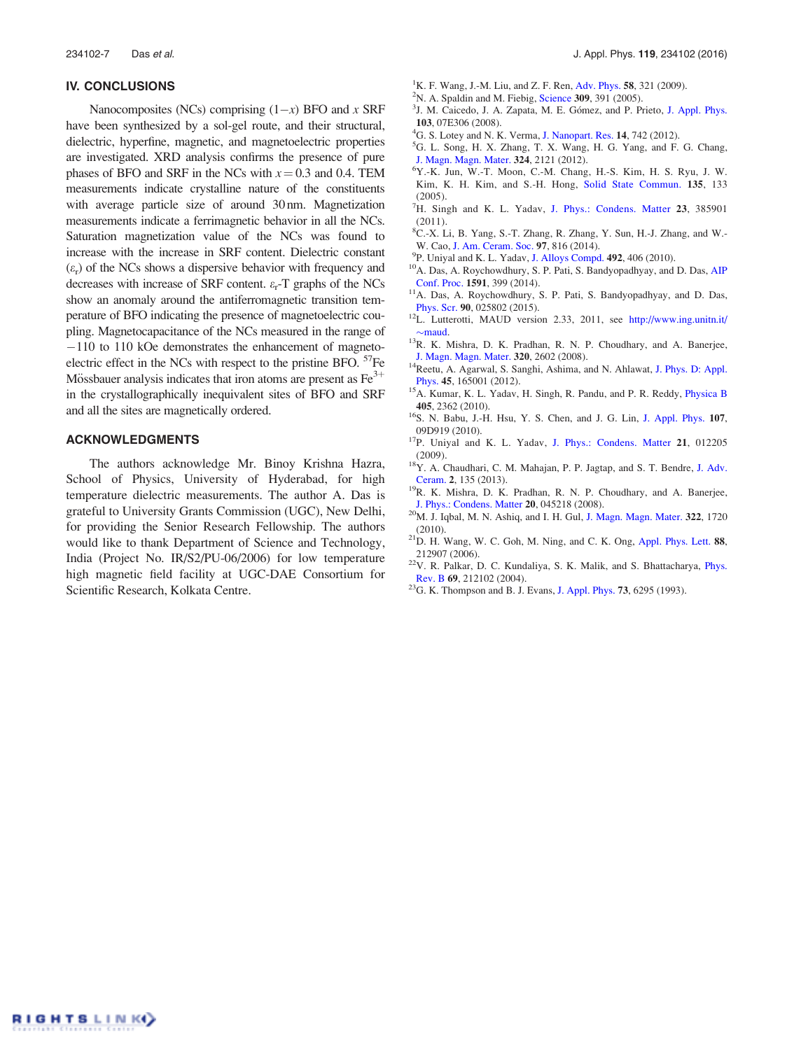## IV. CONCLUSIONS

Nanocomposites (NCs) comprising $(1-x)$ BFO and $x$ SRF have been synthesized by a sol-gel route, and their structural, dielectric, hyperfine, magnetic, and magnetoelectric properties are investigated. XRD analysis confirms the presence of pure phases of BFO and SRF in the NCs with $x = 0.3$ and 0.4. TEM measurements indicate crystalline nature of the constituents with average particle size of around 30 nm. Magnetization measurements indicate a ferrimagnetic behavior in all the NCs. Saturation magnetization value of the NCs was found to increase with the increase in SRF content. Dielectric constant ($\varepsilon_r$) of the NCs shows a dispersive behavior with frequency and decreases with increase of SRF content. $\varepsilon_r$-T graphs of the NCs show an anomaly around the antiferromagnetic transition temperature of BFO indicating the presence of magnetoelectric coupling. Magnetocapacitance of the NCs measured in the range of $-110$ to 110 kOe demonstrates the enhancement of magnetoelectric effect in the NCs with respect to the pristine BFO. $^{57}$Fe Mössbauer analysis indicates that iron atoms are present as $Fe^{3+}$ in the crystallographically inequivalent sites of BFO and SRF and all the sites are magnetically ordered.

## ACKNOWLEDGMENTS

The authors acknowledge Mr. Binoy Krishna Hazra, School of Physics, University of Hyderabad, for high temperature dielectric measurements. The author A. Das is grateful to University Grants Commission (UGC), New Delhi, for providing the Senior Research Fellowship. The authors would like to thank Department of Science and Technology, India (Project No. IR/S2/PU-06/2006) for low temperature high magnetic field facility at UGC-DAE Consortium for Scientific Research, Kolkata Centre.

[1] K. F. Wang, J.-M. Liu, and Z. F. Ren, Adv. Phys. **58**, 321 (2009).
[2] N. A. Spaldin and M. Fiebig, Science **309**, 391 (2005).
[3] J. M. Caicedo, J. A. Zapata, M. E. Gómez, and P. Prieto, J. Appl. Phys. **103**, 07E306 (2008).
[4] G. S. Lotey and N. K. Verma, J. Nanopart. Res. **14**, 742 (2012).
[5] G. L. Song, H. X. Zhang, T. X. Wang, H. G. Yang, and F. G. Chang, J. Magn. Magn. Mater. **324**, 2121 (2012).
[6] Y.-K. Jun, W.-T. Moon, C.-M. Chang, H.-S. Kim, H. S. Ryu, J. W. Kim, K. H. Kim, and S.-H. Hong, Solid State Commun. **135**, 133 (2005).
[7] H. Singh and K. L. Yadav, J. Phys.: Condens. Matter **23**, 385901 (2011).
[8] C.-X. Li, B. Yang, S.-T. Zhang, R. Zhang, Y. Sun, H.-J. Zhang, and W.-W. Cao, J. Am. Ceram. Soc. **97**, 816 (2014).
[9] P. Uniyal and K. L. Yadav, J. Alloys Compd. **492**, 406 (2010).
[10] A. Das, A. Roychowdhury, S. P. Pati, S. Bandyopadhyay, and D. Das, AIP Conf. Proc. **1591**, 399 (2014).
[11] A. Das, A. Roychowdhury, S. P. Pati, S. Bandyopadhyay, and D. Das, Phys. Scr. **90**, 025802 (2015).
[12] L. Lutterotti, MAUD version 2.33, 2011, see http://www.ing.unitn.it/~maud.
[13] R. K. Mishra, D. K. Pradhan, R. N. P. Choudhary, and A. Banerjee, J. Magn. Magn. Mater. **320**, 2602 (2008).
[14] Reetu, A. Agarwal, S. Sanghi, Ashima, and N. Ahlawat, J. Phys. D: Appl. Phys. **45**, 165001 (2012).
[15] A. Kumar, K. L. Yadav, H. Singh, R. Pandu, and P. R. Reddy, Physica B **405**, 2362 (2010).
[16] S. N. Babu, J.-H. Hsu, Y. S. Chen, and J. G. Lin, J. Appl. Phys. **107**, 09D919 (2010).
[17] P. Uniyal and K. L. Yadav, J. Phys.: Condens. Matter **21**, 012205 (2009).
[18] Y. A. Chaudhari, C. M. Mahajan, P. P. Jagtap, and S. T. Bendre, J. Adv. Ceram. **2**, 135 (2013).
[19] R. K. Mishra, D. K. Pradhan, R. N. P. Choudhary, and A. Banerjee, J. Phys.: Condens. Matter **20**, 045218 (2008).
[20] M. J. Iqbal, M. N. Ashiq, and I. H. Gul, J. Magn. Magn. Mater. **322**, 1720 (2010).
[21] D. H. Wang, W. C. Goh, M. Ning, and C. K. Ong, Appl. Phys. Lett. **88**, 212907 (2006).
[22] V. R. Palkar, D. C. Kundaliya, S. K. Malik, and S. Bhattacharya, Phys. Rev. B **69**, 212102 (2004).
[23] G. K. Thompson and B. J. Evans, J. Appl. Phys. **73**, 6295 (1993).